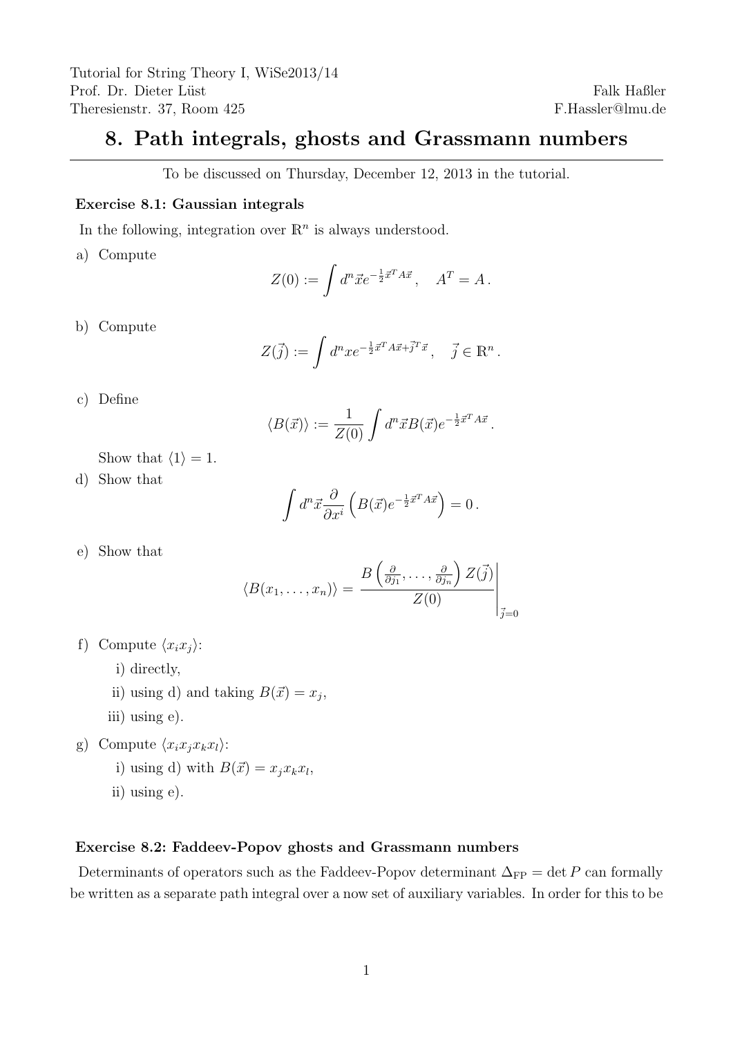Tutorial for String Theory I, WiSe2013/14
Prof. Dr. Dieter Lüst
Theresienstr. 37, Room 425

Falk Haßler
F.Hassler@lmu.de

# 8. Path integrals, ghosts and Grassmann numbers

To be discussed on Thursday, December 12, 2013 in the tutorial.

### Exercise 8.1: Gaussian integrals

In the following, integration over $\mathbb{R}^n$ is always understood.

a) Compute

$$Z(0) := \int d^n\vec{x} e^{-\frac{1}{2}\vec{x}^T A \vec{x}}\,, \quad A^T = A\,.$$

b) Compute

$$Z(\vec{j}) := \int d^n x e^{-\frac{1}{2}\vec{x}^T A \vec{x} + \vec{j}^T \vec{x}}\,, \quad \vec{j} \in \mathbb{R}^n\,.$$

c) Define

$$\langle B(\vec{x}) \rangle := \frac{1}{Z(0)} \int d^n\vec{x} B(\vec{x}) e^{-\frac{1}{2}\vec{x}^T A \vec{x}}\,.$$

Show that $\langle 1 \rangle = 1$.

d) Show that

$$\int d^n\vec{x} \frac{\partial}{\partial x^i} \left( B(\vec{x}) e^{-\frac{1}{2}\vec{x}^T A \vec{x}} \right) = 0\,.$$

e) Show that

$$\langle B(x_1, \dots, x_n) \rangle = \left. \frac{B\left(\frac{\partial}{\partial j_1}, \dots, \frac{\partial}{\partial j_n}\right) Z(\vec{j})}{Z(0)} \right|_{\vec{j}=0}$$

f) Compute $\langle x_i x_j \rangle$:

i) directly,

ii) using d) and taking $B(\vec{x}) = x_j$,

iii) using e).

g) Compute $\langle x_i x_j x_k x_l \rangle$:

i) using d) with $B(\vec{x}) = x_j x_k x_l$,

ii) using e).

### Exercise 8.2: Faddeev-Popov ghosts and Grassmann numbers

Determinants of operators such as the Faddeev-Popov determinant $\Delta_{\text{FP}} = \det P$ can formally be written as a separate path integral over a now set of auxiliary variables. In order for this to be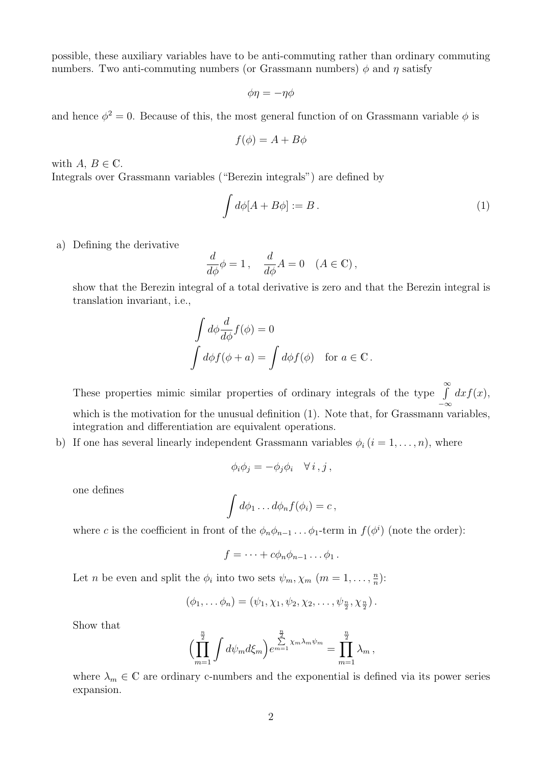possible, these auxiliary variables have to be anti-commuting rather than ordinary commuting numbers. Two anti-commuting numbers (or Grassmann numbers) $\phi$ and $\eta$ satisfy

$$\phi\eta = -\eta\phi$$

and hence $\phi^2 = 0$. Because of this, the most general function of on Grassmann variable $\phi$ is

$$f(\phi) = A + B\phi$$

with $A,\, B \in \mathbb{C}$.
Integrals over Grassmann variables ("Berezin integrals") are defined by

$$\int d\phi [A + B\phi] := B \,. \tag{1}$$

a) Defining the derivative

$$\frac{d}{d\phi}\phi = 1\,, \quad \frac{d}{d\phi}A = 0 \quad (A \in \mathbb{C})\,,$$

show that the Berezin integral of a total derivative is zero and that the Berezin integral is translation invariant, i.e.,

$$\int d\phi \frac{d}{d\phi} f(\phi) = 0$$
$$\int d\phi f(\phi + a) = \int d\phi f(\phi) \quad \text{for } a \in \mathbb{C}\,.$$

These properties mimic similar properties of ordinary integrals of the type $\int\limits_{-\infty}^{\infty} dx f(x)$, which is the motivation for the unusual definition (1). Note that, for Grassmann variables, integration and differentiation are equivalent operations.

b) If one has several linearly independent Grassmann variables $\phi_i$ $(i = 1, \ldots, n)$, where

$$\phi_i \phi_j = -\phi_j \phi_i \quad \forall\, i\,, j\,,$$

one defines

$$\int d\phi_1 \ldots d\phi_n f(\phi_i) = c\,,$$

where $c$ is the coefficient in front of the $\phi_n \phi_{n-1} \ldots \phi_1$-term in $f(\phi^i)$ (note the order):

$$f = \cdots + c\phi_n \phi_{n-1} \ldots \phi_1\,.$$

Let $n$ be even and split the $\phi_i$ into two sets $\psi_m, \chi_m$ $(m = 1, \ldots, \frac{n}{n})$:

$$(\phi_1, \ldots \phi_n) = (\psi_1, \chi_1, \psi_2, \chi_2, \ldots, \psi_{\frac{n}{2}}, \chi_{\frac{n}{2}})\,.$$

Show that

$$\Big(\prod_{m=1}^{\frac{n}{2}} \int d\psi_m d\xi_m\Big) e^{\sum\limits_{m=1}^{\frac{n}{2}} \chi_m \lambda_m \psi_m} = \prod_{m=1}^{\frac{n}{2}} \lambda_m\,,$$

where $\lambda_m \in \mathbb{C}$ are ordinary c-numbers and the exponential is defined via its power series expansion.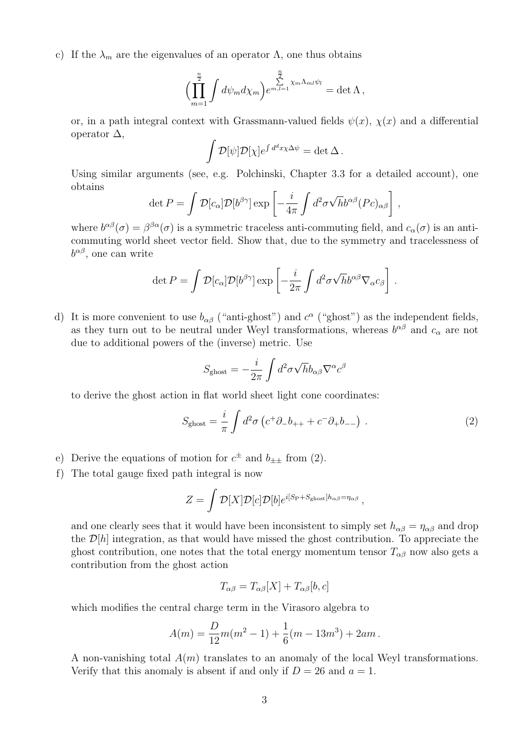c) If the $\lambda_m$ are the eigenvalues of an operator $\Lambda$, one thus obtains

$$\Big(\prod_{m=1}^{\frac{n}{2}} \int d\psi_m d\chi_m\Big) e^{\sum\limits_{m,l=1}^{\frac{n}{2}} \chi_m \Lambda_{ml} \psi_l} = \det \Lambda \,,$$

or, in a path integral context with Grassmann-valued fields $\psi(x)$, $\chi(x)$ and a differential operator $\Delta$,

$$\int \mathcal{D}[\psi]\mathcal{D}[\chi] e^{\int d^d x \chi \Delta \psi} = \det \Delta \,.$$

Using similar arguments (see, e.g. Polchinski, Chapter 3.3 for a detailed account), one obtains

$$\det P = \int \mathcal{D}[c_\alpha]\mathcal{D}[b^{\beta\gamma}] \exp\left[-\frac{i}{4\pi}\int d^2\sigma \sqrt{h} b^{\alpha\beta}(Pc)_{\alpha\beta}\right] \,,$$

where $b^{\alpha\beta}(\sigma) = \beta^{\beta\alpha}(\sigma)$ is a symmetric traceless anti-commuting field, and $c_\alpha(\sigma)$ is an anti-commuting world sheet vector field. Show that, due to the symmetry and tracelessness of $b^{\alpha\beta}$, one can write

$$\det P = \int \mathcal{D}[c_\alpha]\mathcal{D}[b^{\beta\gamma}] \exp\left[-\frac{i}{2\pi}\int d^2\sigma \sqrt{h} b^{\alpha\beta}\nabla_\alpha c_\beta\right] \,.$$

d) It is more convenient to use $b_{\alpha\beta}$ ("anti-ghost") and $c^\alpha$ ("ghost") as the independent fields, as they turn out to be neutral under Weyl transformations, whereas $b^{\alpha\beta}$ and $c_\alpha$ are not due to additional powers of the (inverse) metric. Use

$$S_{\text{ghost}} = -\frac{i}{2\pi}\int d^2\sigma \sqrt{h} b_{\alpha\beta}\nabla^\alpha c^\beta$$

to derive the ghost action in flat world sheet light cone coordinates:

$$S_{\text{ghost}} = \frac{i}{\pi}\int d^2\sigma \left(c^+\partial_- b_{++} + c^-\partial_+ b_{--}\right) \,. \tag{2}$$

e) Derive the equations of motion for $c^\pm$ and $b_{\pm\pm}$ from (2).

f) The total gauge fixed path integral is now

$$Z = \int \mathcal{D}[X]\mathcal{D}[c]\mathcal{D}[b] e^{i[S_{\text{P}} + S_{\text{ghost}}]_{h_{\alpha\beta}=\eta_{\alpha\beta}}} \,,$$

and one clearly sees that it would have been inconsistent to simply set $h_{\alpha\beta} = \eta_{\alpha\beta}$ and drop the $\mathcal{D}[h]$ integration, as that would have missed the ghost contribution. To appreciate the ghost contribution, one notes that the total energy momentum tensor $T_{\alpha\beta}$ now also gets a contribution from the ghost action

$$T_{\alpha\beta} = T_{\alpha\beta}[X] + T_{\alpha\beta}[b, c]$$

which modifies the central charge term in the Virasoro algebra to

$$A(m) = \frac{D}{12}m(m^2-1) + \frac{1}{6}(m - 13m^3) + 2am \,.$$

A non-vanishing total $A(m)$ translates to an anomaly of the local Weyl transformations. Verify that this anomaly is absent if and only if $D = 26$ and $a = 1$.